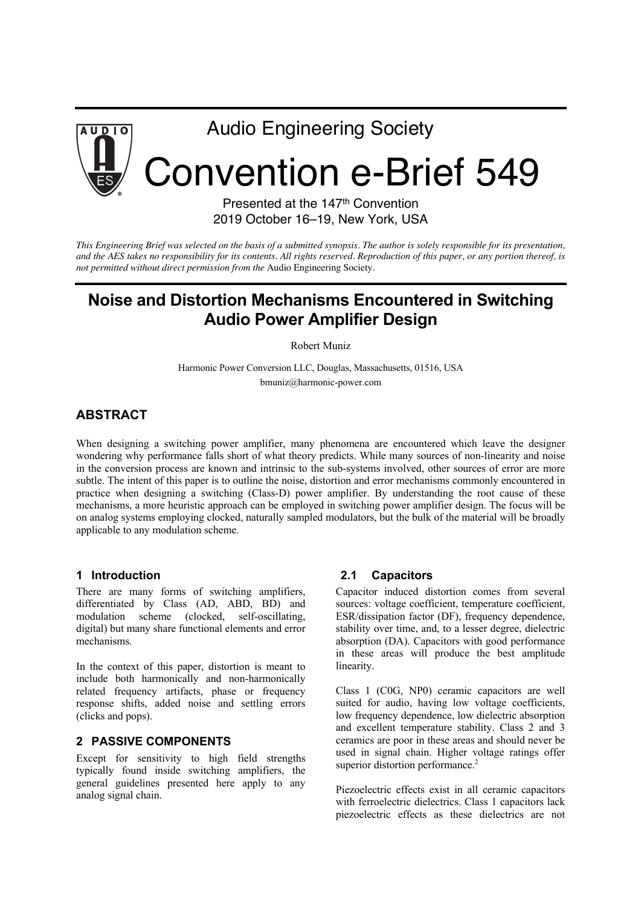# Audio Engineering Society

# Convention e-Brief 549

Presented at the 147th Convention
2019 October 16–19, New York, USA

*This Engineering Brief was selected on the basis of a submitted synopsis. The author is solely responsible for its presentation, and the AES takes no responsibility for its contents. All rights reserved. Reproduction of this paper, or any portion thereof, is not permitted without direct permission from the* Audio Engineering Society.

# Noise and Distortion Mechanisms Encountered in Switching Audio Power Amplifier Design

Robert Muniz

Harmonic Power Conversion LLC, Douglas, Massachusetts, 01516, USA
bmuniz@harmonic-power.com

## ABSTRACT

When designing a switching power amplifier, many phenomena are encountered which leave the designer wondering why performance falls short of what theory predicts. While many sources of non-linearity and noise in the conversion process are known and intrinsic to the sub-systems involved, other sources of error are more subtle. The intent of this paper is to outline the noise, distortion and error mechanisms commonly encountered in practice when designing a switching (Class-D) power amplifier. By understanding the root cause of these mechanisms, a more heuristic approach can be employed in switching power amplifier design. The focus will be on analog systems employing clocked, naturally sampled modulators, but the bulk of the material will be broadly applicable to any modulation scheme.

## 1 Introduction

There are many forms of switching amplifiers, differentiated by Class (AD, ABD, BD) and modulation scheme (clocked, self-oscillating, digital) but many share functional elements and error mechanisms.

In the context of this paper, distortion is meant to include both harmonically and non-harmonically related frequency artifacts, phase or frequency response shifts, added noise and settling errors (clicks and pops).

## 2 PASSIVE COMPONENTS

Except for sensitivity to high field strengths typically found inside switching amplifiers, the general guidelines presented here apply to any analog signal chain.

### 2.1 Capacitors

Capacitor induced distortion comes from several sources: voltage coefficient, temperature coefficient, ESR/dissipation factor (DF), frequency dependence, stability over time, and, to a lesser degree, dielectric absorption (DA). Capacitors with good performance in these areas will produce the best amplitude linearity.

Class 1 (C0G, NP0) ceramic capacitors are well suited for audio, having low voltage coefficients, low frequency dependence, low dielectric absorption and excellent temperature stability. Class 2 and 3 ceramics are poor in these areas and should never be used in signal chain. Higher voltage ratings offer superior distortion performance.[2]

Piezoelectric effects exist in all ceramic capacitors with ferroelectric dielectrics. Class 1 capacitors lack piezoelectric effects as these dielectrics are not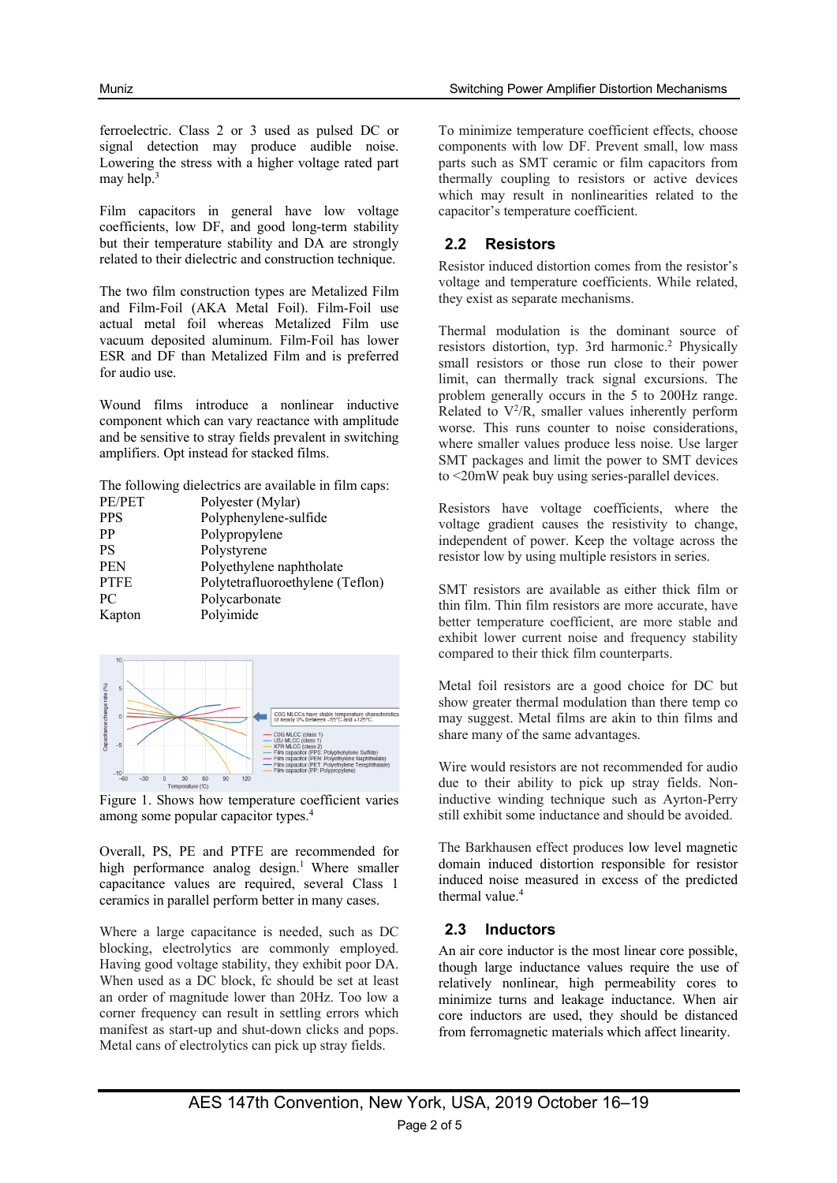ferroelectric. Class 2 or 3 used as pulsed DC or signal detection may produce audible noise. Lowering the stress with a higher voltage rated part may help.[3]

Film capacitors in general have low voltage coefficients, low DF, and good long-term stability but their temperature stability and DA are strongly related to their dielectric and construction technique.

The two film construction types are Metalized Film and Film-Foil (AKA Metal Foil). Film-Foil use actual metal foil whereas Metalized Film use vacuum deposited aluminum. Film-Foil has lower ESR and DF than Metalized Film and is preferred for audio use.

Wound films introduce a nonlinear inductive component which can vary reactance with amplitude and be sensitive to stray fields prevalent in switching amplifiers. Opt instead for stacked films.

The following dielectrics are available in film caps:

| | |
|---|---|
| PE/PET | Polyester (Mylar) |
| PPS | Polyphenylene-sulfide |
| PP | Polypropylene |
| PS | Polystyrene |
| PEN | Polyethylene naphtholate |
| PTFE | Polytetrafluoroethylene (Teflon) |
| PC | Polycarbonate |
| Kapton | Polyimide |

Figure 1. Shows how temperature coefficient varies among some popular capacitor types.[4]

Overall, PS, PE and PTFE are recommended for high performance analog design.[1] Where smaller capacitance values are required, several Class 1 ceramics in parallel perform better in many cases.

Where a large capacitance is needed, such as DC blocking, electrolytics are commonly employed. Having good voltage stability, they exhibit poor DA. When used as a DC block, fc should be set at least an order of magnitude lower than 20Hz. Too low a corner frequency can result in settling errors which manifest as start-up and shut-down clicks and pops. Metal cans of electrolytics can pick up stray fields.

To minimize temperature coefficient effects, choose components with low DF. Prevent small, low mass parts such as SMT ceramic or film capacitors from thermally coupling to resistors or active devices which may result in nonlinearities related to the capacitor's temperature coefficient.

## 2.2 Resistors

Resistor induced distortion comes from the resistor's voltage and temperature coefficients. While related, they exist as separate mechanisms.

Thermal modulation is the dominant source of resistors distortion, typ. 3rd harmonic.[2] Physically small resistors or those run close to their power limit, can thermally track signal excursions. The problem generally occurs in the 5 to 200Hz range. Related to $V^2/R$, smaller values inherently perform worse. This runs counter to noise considerations, where smaller values produce less noise. Use larger SMT packages and limit the power to SMT devices to <20mW peak buy using series-parallel devices.

Resistors have voltage coefficients, where the voltage gradient causes the resistivity to change, independent of power. Keep the voltage across the resistor low by using multiple resistors in series.

SMT resistors are available as either thick film or thin film. Thin film resistors are more accurate, have better temperature coefficient, are more stable and exhibit lower current noise and frequency stability compared to their thick film counterparts.

Metal foil resistors are a good choice for DC but show greater thermal modulation than there temp co may suggest. Metal films are akin to thin films and share many of the same advantages.

Wire would resistors are not recommended for audio due to their ability to pick up stray fields. Non-inductive winding technique such as Ayrton-Perry still exhibit some inductance and should be avoided.

The Barkhausen effect produces low level magnetic domain induced distortion responsible for resistor induced noise measured in excess of the predicted thermal value.[4]

## 2.3 Inductors

An air core inductor is the most linear core possible, though large inductance values require the use of relatively nonlinear, high permeability cores to minimize turns and leakage inductance. When air core inductors are used, they should be distanced from ferromagnetic materials which affect linearity.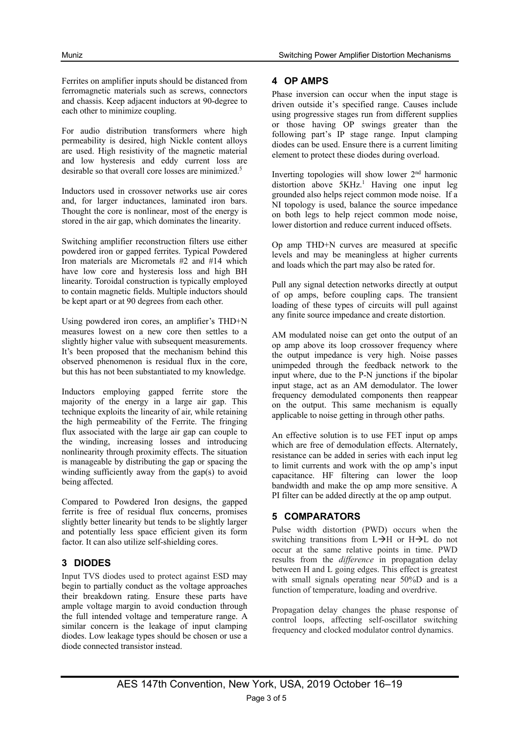Ferrites on amplifier inputs should be distanced from ferromagnetic materials such as screws, connectors and chassis. Keep adjacent inductors at 90-degree to each other to minimize coupling.

For audio distribution transformers where high permeability is desired, high Nickle content alloys are used. High resistivity of the magnetic material and low hysteresis and eddy current loss are desirable so that overall core losses are minimized.[5]

Inductors used in crossover networks use air cores and, for larger inductances, laminated iron bars. Thought the core is nonlinear, most of the energy is stored in the air gap, which dominates the linearity.

Switching amplifier reconstruction filters use either powdered iron or gapped ferrites. Typical Powdered Iron materials are Micrometals #2 and #14 which have low core and hysteresis loss and high BH linearity. Toroidal construction is typically employed to contain magnetic fields. Multiple inductors should be kept apart or at 90 degrees from each other.

Using powdered iron cores, an amplifier's THD+N measures lowest on a new core then settles to a slightly higher value with subsequent measurements. It's been proposed that the mechanism behind this observed phenomenon is residual flux in the core, but this has not been substantiated to my knowledge.

Inductors employing gapped ferrite store the majority of the energy in a large air gap. This technique exploits the linearity of air, while retaining the high permeability of the Ferrite. The fringing flux associated with the large air gap can couple to the winding, increasing losses and introducing nonlinearity through proximity effects. The situation is manageable by distributing the gap or spacing the winding sufficiently away from the gap(s) to avoid being affected.

Compared to Powdered Iron designs, the gapped ferrite is free of residual flux concerns, promises slightly better linearity but tends to be slightly larger and potentially less space efficient given its form factor. It can also utilize self-shielding cores.

## 3 DIODES

Input TVS diodes used to protect against ESD may begin to partially conduct as the voltage approaches their breakdown rating. Ensure these parts have ample voltage margin to avoid conduction through the full intended voltage and temperature range. A similar concern is the leakage of input clamping diodes. Low leakage types should be chosen or use a diode connected transistor instead.

## 4 OP AMPS

Phase inversion can occur when the input stage is driven outside it's specified range. Causes include using progressive stages run from different supplies or those having OP swings greater than the following part's IP stage range. Input clamping diodes can be used. Ensure there is a current limiting element to protect these diodes during overload.

Inverting topologies will show lower 2nd harmonic distortion above 5KHz.[1] Having one input leg grounded also helps reject common mode noise. If a NI topology is used, balance the source impedance on both legs to help reject common mode noise, lower distortion and reduce current induced offsets.

Op amp THD+N curves are measured at specific levels and may be meaningless at higher currents and loads which the part may also be rated for.

Pull any signal detection networks directly at output of op amps, before coupling caps. The transient loading of these types of circuits will pull against any finite source impedance and create distortion.

AM modulated noise can get onto the output of an op amp above its loop crossover frequency where the output impedance is very high. Noise passes unimpeded through the feedback network to the input where, due to the P-N junctions if the bipolar input stage, act as an AM demodulator. The lower frequency demodulated components then reappear on the output. This same mechanism is equally applicable to noise getting in through other paths.

An effective solution is to use FET input op amps which are free of demodulation effects. Alternately, resistance can be added in series with each input leg to limit currents and work with the op amp's input capacitance. HF filtering can lower the loop bandwidth and make the op amp more sensitive. A PI filter can be added directly at the op amp output.

## 5 COMPARATORS

Pulse width distortion (PWD) occurs when the switching transitions from L→H or H→L do not occur at the same relative points in time. PWD results from the *difference* in propagation delay between H and L going edges. This effect is greatest with small signals operating near 50%D and is a function of temperature, loading and overdrive.

Propagation delay changes the phase response of control loops, affecting self-oscillator switching frequency and clocked modulator control dynamics.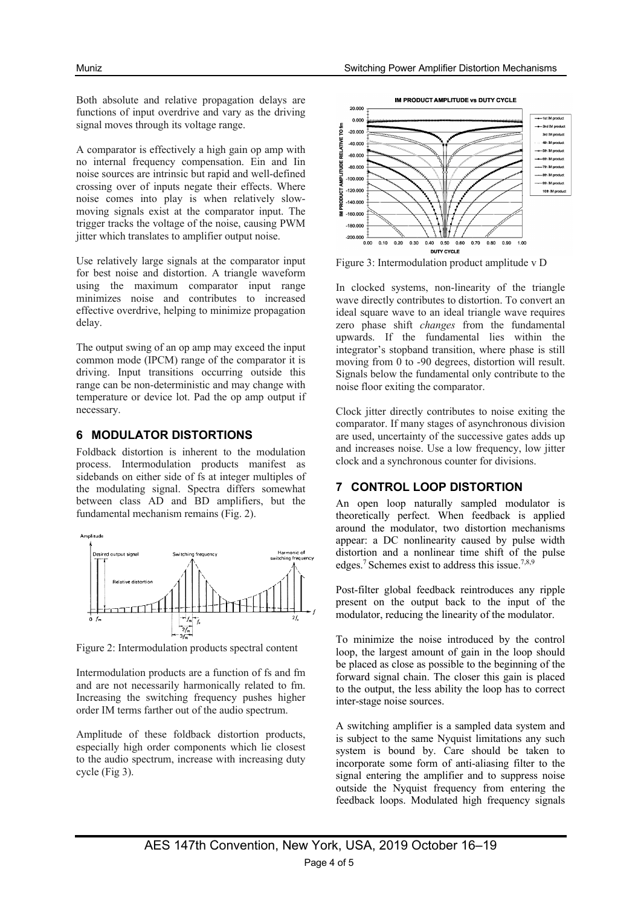Both absolute and relative propagation delays are functions of input overdrive and vary as the driving signal moves through its voltage range.

A comparator is effectively a high gain op amp with no internal frequency compensation. Ein and Iin noise sources are intrinsic but rapid and well-defined crossing over of inputs negate their effects. Where noise comes into play is when relatively slow-moving signals exist at the comparator input. The trigger tracks the voltage of the noise, causing PWM jitter which translates to amplifier output noise.

Use relatively large signals at the comparator input for best noise and distortion. A triangle waveform using the maximum comparator input range minimizes noise and contributes to increased effective overdrive, helping to minimize propagation delay.

The output swing of an op amp may exceed the input common mode (IPCM) range of the comparator it is driving. Input transitions occurring outside this range can be non-deterministic and may change with temperature or device lot. Pad the op amp output if necessary.

## 6 MODULATOR DISTORTIONS

Foldback distortion is inherent to the modulation process. Intermodulation products manifest as sidebands on either side of fs at integer multiples of the modulating signal. Spectra differs somewhat between class AD and BD amplifiers, but the fundamental mechanism remains (Fig. 2).

Figure 2: Intermodulation products spectral content

Intermodulation products are a function of fs and fm and are not necessarily harmonically related to fm. Increasing the switching frequency pushes higher order IM terms farther out of the audio spectrum.

Amplitude of these foldback distortion products, especially high order components which lie closest to the audio spectrum, increase with increasing duty cycle (Fig 3).

Figure 3: Intermodulation product amplitude v D

In clocked systems, non-linearity of the triangle wave directly contributes to distortion. To convert an ideal square wave to an ideal triangle wave requires zero phase shift *changes* from the fundamental upwards. If the fundamental lies within the integrator's stopband transition, where phase is still moving from 0 to -90 degrees, distortion will result. Signals below the fundamental only contribute to the noise floor exiting the comparator.

Clock jitter directly contributes to noise exiting the comparator. If many stages of asynchronous division are used, uncertainty of the successive gates adds up and increases noise. Use a low frequency, low jitter clock and a synchronous counter for divisions.

## 7 CONTROL LOOP DISTORTION

An open loop naturally sampled modulator is theoretically perfect. When feedback is applied around the modulator, two distortion mechanisms appear: a DC nonlinearity caused by pulse width distortion and a nonlinear time shift of the pulse edges.[7] Schemes exist to address this issue.[7,8,9]

Post-filter global feedback reintroduces any ripple present on the output back to the input of the modulator, reducing the linearity of the modulator.

To minimize the noise introduced by the control loop, the largest amount of gain in the loop should be placed as close as possible to the beginning of the forward signal chain. The closer this gain is placed to the output, the less ability the loop has to correct inter-stage noise sources.

A switching amplifier is a sampled data system and is subject to the same Nyquist limitations any such system is bound by. Care should be taken to incorporate some form of anti-aliasing filter to the signal entering the amplifier and to suppress noise outside the Nyquist frequency from entering the feedback loops. Modulated high frequency signals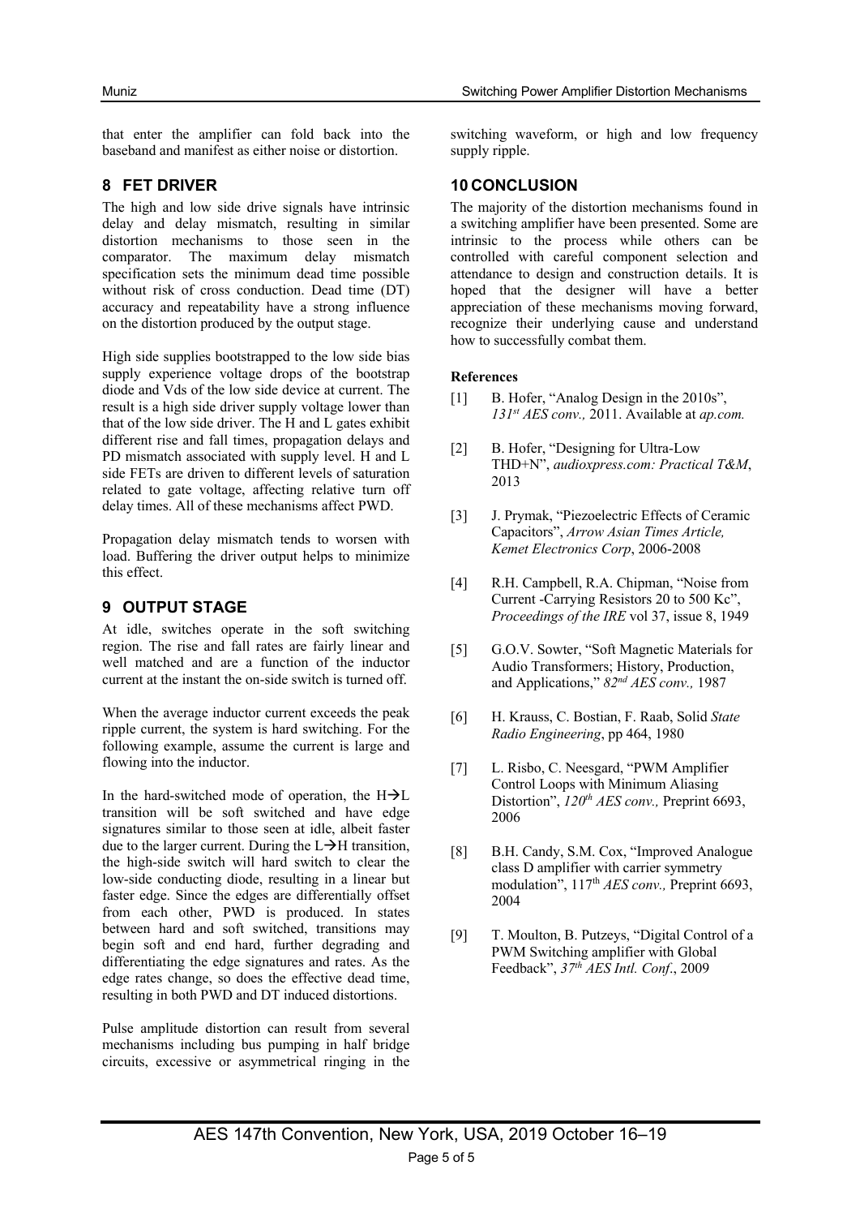that enter the amplifier can fold back into the baseband and manifest as either noise or distortion.

## 8 FET DRIVER

The high and low side drive signals have intrinsic delay and delay mismatch, resulting in similar distortion mechanisms to those seen in the comparator. The maximum delay mismatch specification sets the minimum dead time possible without risk of cross conduction. Dead time (DT) accuracy and repeatability have a strong influence on the distortion produced by the output stage.

High side supplies bootstrapped to the low side bias supply experience voltage drops of the bootstrap diode and Vds of the low side device at current. The result is a high side driver supply voltage lower than that of the low side driver. The H and L gates exhibit different rise and fall times, propagation delays and PD mismatch associated with supply level. H and L side FETs are driven to different levels of saturation related to gate voltage, affecting relative turn off delay times. All of these mechanisms affect PWD.

Propagation delay mismatch tends to worsen with load. Buffering the driver output helps to minimize this effect.

## 9 OUTPUT STAGE

At idle, switches operate in the soft switching region. The rise and fall rates are fairly linear and well matched and are a function of the inductor current at the instant the on-side switch is turned off.

When the average inductor current exceeds the peak ripple current, the system is hard switching. For the following example, assume the current is large and flowing into the inductor.

In the hard-switched mode of operation, the H→L transition will be soft switched and have edge signatures similar to those seen at idle, albeit faster due to the larger current. During the L→H transition, the high-side switch will hard switch to clear the low-side conducting diode, resulting in a linear but faster edge. Since the edges are differentially offset from each other, PWD is produced. In states between hard and soft switched, transitions may begin soft and end hard, further degrading and differentiating the edge signatures and rates. As the edge rates change, so does the effective dead time, resulting in both PWD and DT induced distortions.

Pulse amplitude distortion can result from several mechanisms including bus pumping in half bridge circuits, excessive or asymmetrical ringing in the switching waveform, or high and low frequency supply ripple.

## 10 CONCLUSION

The majority of the distortion mechanisms found in a switching amplifier have been presented. Some are intrinsic to the process while others can be controlled with careful component selection and attendance to design and construction details. It is hoped that the designer will have a better appreciation of these mechanisms moving forward, recognize their underlying cause and understand how to successfully combat them.

#### References

[1] B. Hofer, "Analog Design in the 2010s", *131st AES conv.,* 2011. Available at *ap.com.*

[2] B. Hofer, "Designing for Ultra-Low THD+N", *audioxpress.com: Practical T&M*, 2013

[3] J. Prymak, "Piezoelectric Effects of Ceramic Capacitors", *Arrow Asian Times Article, Kemet Electronics Corp*, 2006-2008

[4] R.H. Campbell, R.A. Chipman, "Noise from Current -Carrying Resistors 20 to 500 Kc", *Proceedings of the IRE* vol 37, issue 8, 1949

[5] G.O.V. Sowter, "Soft Magnetic Materials for Audio Transformers; History, Production, and Applications," *82nd AES conv.,* 1987

[6] H. Krauss, C. Bostian, F. Raab, Solid *State Radio Engineering*, pp 464, 1980

[7] L. Risbo, C. Neesgard, "PWM Amplifier Control Loops with Minimum Aliasing Distortion", *120th AES conv.,* Preprint 6693, 2006

[8] B.H. Candy, S.M. Cox, "Improved Analogue class D amplifier with carrier symmetry modulation", 117th *AES conv.,* Preprint 6693, 2004

[9] T. Moulton, B. Putzeys, "Digital Control of a PWM Switching amplifier with Global Feedback", *37th AES Intl. Conf*., 2009